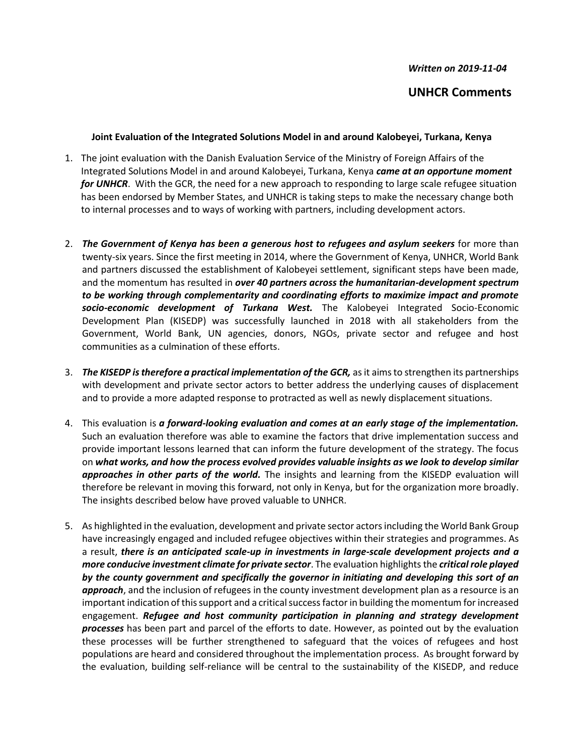*Written on 2019-11-04*

## UNHCR Comments

**Joint Evaluation of the Integrated Solutions Model in and around Kalobeyei, Turkana, Kenya**

1. The joint evaluation with the Danish Evaluation Service of the Ministry of Foreign Affairs of the Integrated Solutions Model in and around Kalobeyei, Turkana, Kenya ***came at an opportune moment for UNHCR***. With the GCR, the need for a new approach to responding to large scale refugee situation has been endorsed by Member States, and UNHCR is taking steps to make the necessary change both to internal processes and to ways of working with partners, including development actors.

2. ***The Government of Kenya has been a generous host to refugees and asylum seekers*** for more than twenty-six years. Since the first meeting in 2014, where the Government of Kenya, UNHCR, World Bank and partners discussed the establishment of Kalobeyei settlement, significant steps have been made, and the momentum has resulted in ***over 40 partners across the humanitarian-development spectrum to be working through complementarity and coordinating efforts to maximize impact and promote socio-economic development of Turkana West.*** The Kalobeyei Integrated Socio-Economic Development Plan (KISEDP) was successfully launched in 2018 with all stakeholders from the Government, World Bank, UN agencies, donors, NGOs, private sector and refugee and host communities as a culmination of these efforts.

3. ***The KISEDP is therefore a practical implementation of the GCR,*** as it aims to strengthen its partnerships with development and private sector actors to better address the underlying causes of displacement and to provide a more adapted response to protracted as well as newly displacement situations.

4. This evaluation is ***a forward-looking evaluation and comes at an early stage of the implementation.*** Such an evaluation therefore was able to examine the factors that drive implementation success and provide important lessons learned that can inform the future development of the strategy. The focus on ***what works, and how the process evolved provides valuable insights as we look to develop similar approaches in other parts of the world.*** The insights and learning from the KISEDP evaluation will therefore be relevant in moving this forward, not only in Kenya, but for the organization more broadly. The insights described below have proved valuable to UNHCR.

5. As highlighted in the evaluation, development and private sector actors including the World Bank Group have increasingly engaged and included refugee objectives within their strategies and programmes. As a result, ***there is an anticipated scale-up in investments in large-scale development projects and a more conducive investment climate for private sector***. The evaluation highlights the ***critical role played by the county government and specifically the governor in initiating and developing this sort of an approach***, and the inclusion of refugees in the county investment development plan as a resource is an important indication of this support and a critical success factor in building the momentum for increased engagement. ***Refugee and host community participation in planning and strategy development processes*** has been part and parcel of the efforts to date. However, as pointed out by the evaluation these processes will be further strengthened to safeguard that the voices of refugees and host populations are heard and considered throughout the implementation process. As brought forward by the evaluation, building self-reliance will be central to the sustainability of the KISEDP, and reduce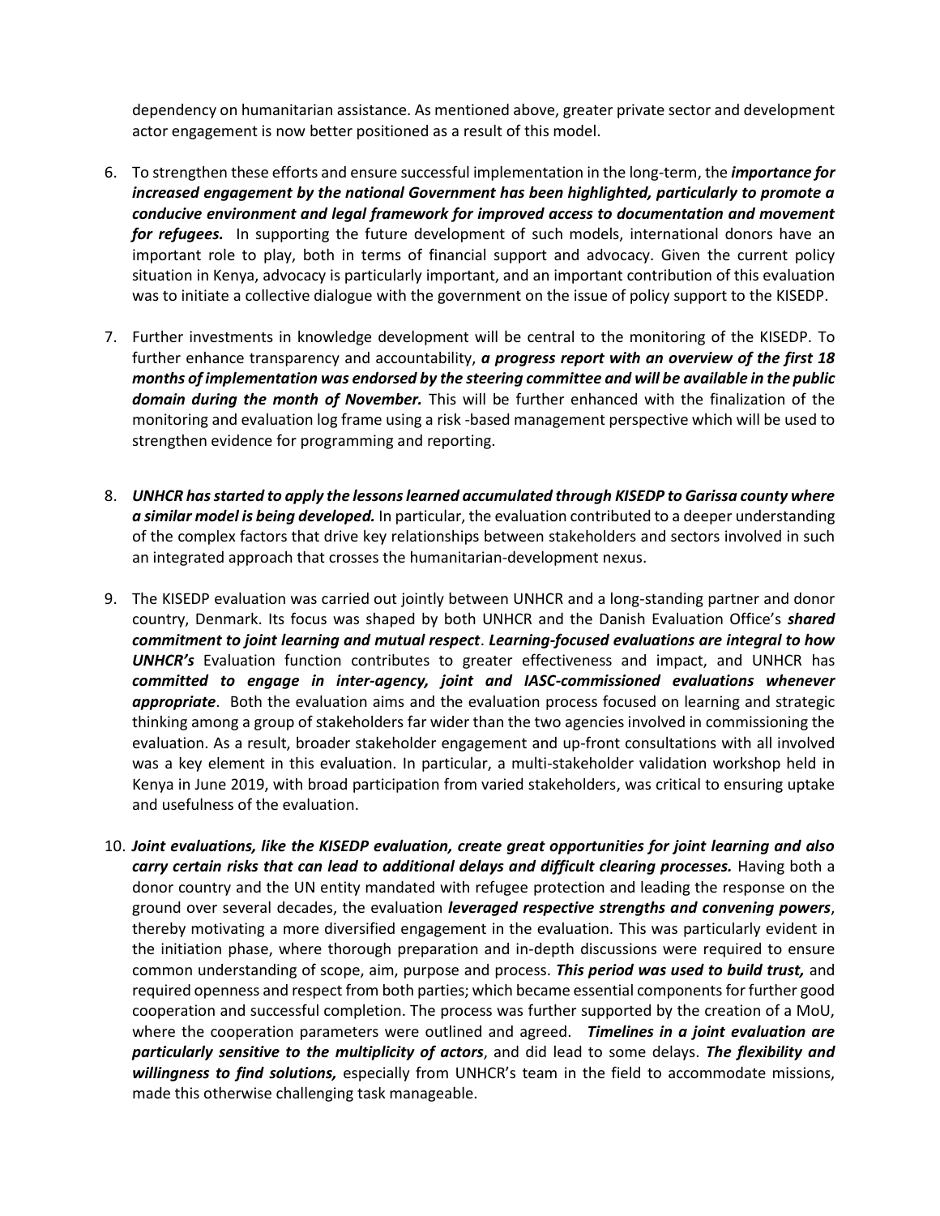dependency on humanitarian assistance. As mentioned above, greater private sector and development actor engagement is now better positioned as a result of this model.

6. To strengthen these efforts and ensure successful implementation in the long-term, the ***importance for increased engagement by the national Government has been highlighted, particularly to promote a conducive environment and legal framework for improved access to documentation and movement for refugees.*** In supporting the future development of such models, international donors have an important role to play, both in terms of financial support and advocacy. Given the current policy situation in Kenya, advocacy is particularly important, and an important contribution of this evaluation was to initiate a collective dialogue with the government on the issue of policy support to the KISEDP.

7. Further investments in knowledge development will be central to the monitoring of the KISEDP. To further enhance transparency and accountability, ***a progress report with an overview of the first 18 months of implementation was endorsed by the steering committee and will be available in the public domain during the month of November.*** This will be further enhanced with the finalization of the monitoring and evaluation log frame using a risk -based management perspective which will be used to strengthen evidence for programming and reporting.

8. ***UNHCR has started to apply the lessons learned accumulated through KISEDP to Garissa county where a similar model is being developed.*** In particular, the evaluation contributed to a deeper understanding of the complex factors that drive key relationships between stakeholders and sectors involved in such an integrated approach that crosses the humanitarian-development nexus.

9. The KISEDP evaluation was carried out jointly between UNHCR and a long-standing partner and donor country, Denmark. Its focus was shaped by both UNHCR and the Danish Evaluation Office's ***shared commitment to joint learning and mutual respect***. ***Learning-focused evaluations are integral to how UNHCR's*** Evaluation function contributes to greater effectiveness and impact, and UNHCR has ***committed to engage in inter-agency, joint and IASC-commissioned evaluations whenever appropriate***. Both the evaluation aims and the evaluation process focused on learning and strategic thinking among a group of stakeholders far wider than the two agencies involved in commissioning the evaluation. As a result, broader stakeholder engagement and up-front consultations with all involved was a key element in this evaluation. In particular, a multi-stakeholder validation workshop held in Kenya in June 2019, with broad participation from varied stakeholders, was critical to ensuring uptake and usefulness of the evaluation.

10. ***Joint evaluations, like the KISEDP evaluation, create great opportunities for joint learning and also carry certain risks that can lead to additional delays and difficult clearing processes.*** Having both a donor country and the UN entity mandated with refugee protection and leading the response on the ground over several decades, the evaluation ***leveraged respective strengths and convening powers***, thereby motivating a more diversified engagement in the evaluation. This was particularly evident in the initiation phase, where thorough preparation and in-depth discussions were required to ensure common understanding of scope, aim, purpose and process. ***This period was used to build trust,*** and required openness and respect from both parties; which became essential components for further good cooperation and successful completion. The process was further supported by the creation of a MoU, where the cooperation parameters were outlined and agreed. ***Timelines in a joint evaluation are particularly sensitive to the multiplicity of actors***, and did lead to some delays. ***The flexibility and willingness to find solutions,*** especially from UNHCR's team in the field to accommodate missions, made this otherwise challenging task manageable.